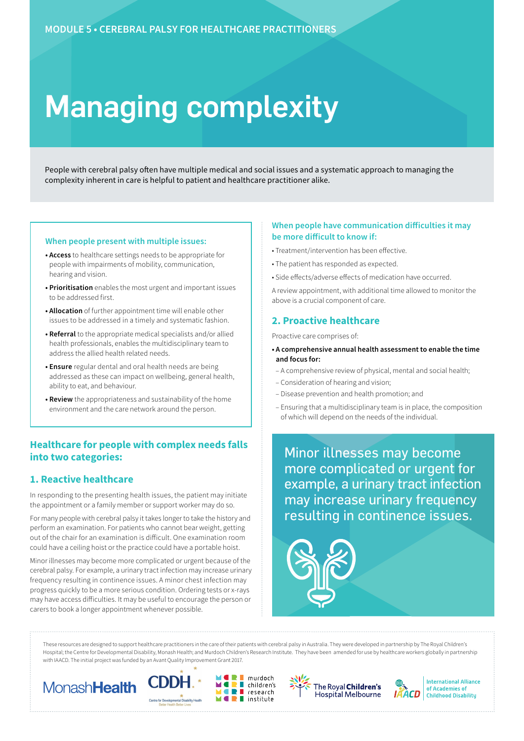MODULE 5 • CEREBRAL PALSY FOR HEALTHCARE PRACTITIONERS

# Managing complexity

People with cerebral palsy often have multiple medical and social issues and a systematic approach to managing the complexity inherent in care is helpful to patient and healthcare practitioner alike.

### When people present with multiple issues:

- **Access** to healthcare settings needs to be appropriate for people with impairments of mobility, communication, hearing and vision.
- **Prioritisation** enables the most urgent and important issues to be addressed first.
- **Allocation** of further appointment time will enable other issues to be addressed in a timely and systematic fashion.
- **Referral** to the appropriate medical specialists and/or allied health professionals, enables the multidisciplinary team to address the allied health related needs.
- **Ensure** regular dental and oral health needs are being addressed as these can impact on wellbeing, general health, ability to eat, and behaviour.
- **Review** the appropriateness and sustainability of the home environment and the care network around the person.

## Healthcare for people with complex needs falls into two categories:

### 1. Reactive healthcare

In responding to the presenting health issues, the patient may initiate the appointment or a family member or support worker may do so.

For many people with cerebral palsy it takes longer to take the history and perform an examination. For patients who cannot bear weight, getting out of the chair for an examination is difficult. One examination room could have a ceiling hoist or the practice could have a portable hoist.

Minor illnesses may become more complicated or urgent because of the cerebral palsy. For example, a urinary tract infection may increase urinary frequency resulting in continence issues. A minor chest infection may progress quickly to be a more serious condition. Ordering tests or x-rays may have access difficulties. It may be useful to encourage the person or carers to book a longer appointment whenever possible.

### When people have communication difficulties it may be more difficult to know if:

- Treatment/intervention has been effective.
- The patient has responded as expected.
- Side effects/adverse effects of medication have occurred.

A review appointment, with additional time allowed to monitor the above is a crucial component of care.

### 2. Proactive healthcare

Proactive care comprises of:

- **A comprehensive annual health assessment to enable the time and focus for:**
  - A comprehensive review of physical, mental and social health;
  - Consideration of hearing and vision;
  - Disease prevention and health promotion; and
  - Ensuring that a multidisciplinary team is in place, the composition of which will depend on the needs of the individual.

Minor illnesses may become more complicated or urgent for example, a urinary tract infection may increase urinary frequency resulting in continence issues.

These resources are designed to support healthcare practitioners in the care of their patients with cerebral palsy in Australia. They were developed in partnership by The Royal Children's Hospital; the Centre for Developmental Disability, Monash Health; and Murdoch Children's Research Institute. They have been amended for use by healthcare workers globally in partnership with IAACD. The initial project was funded by an Avant Quality Improvement Grant 2017.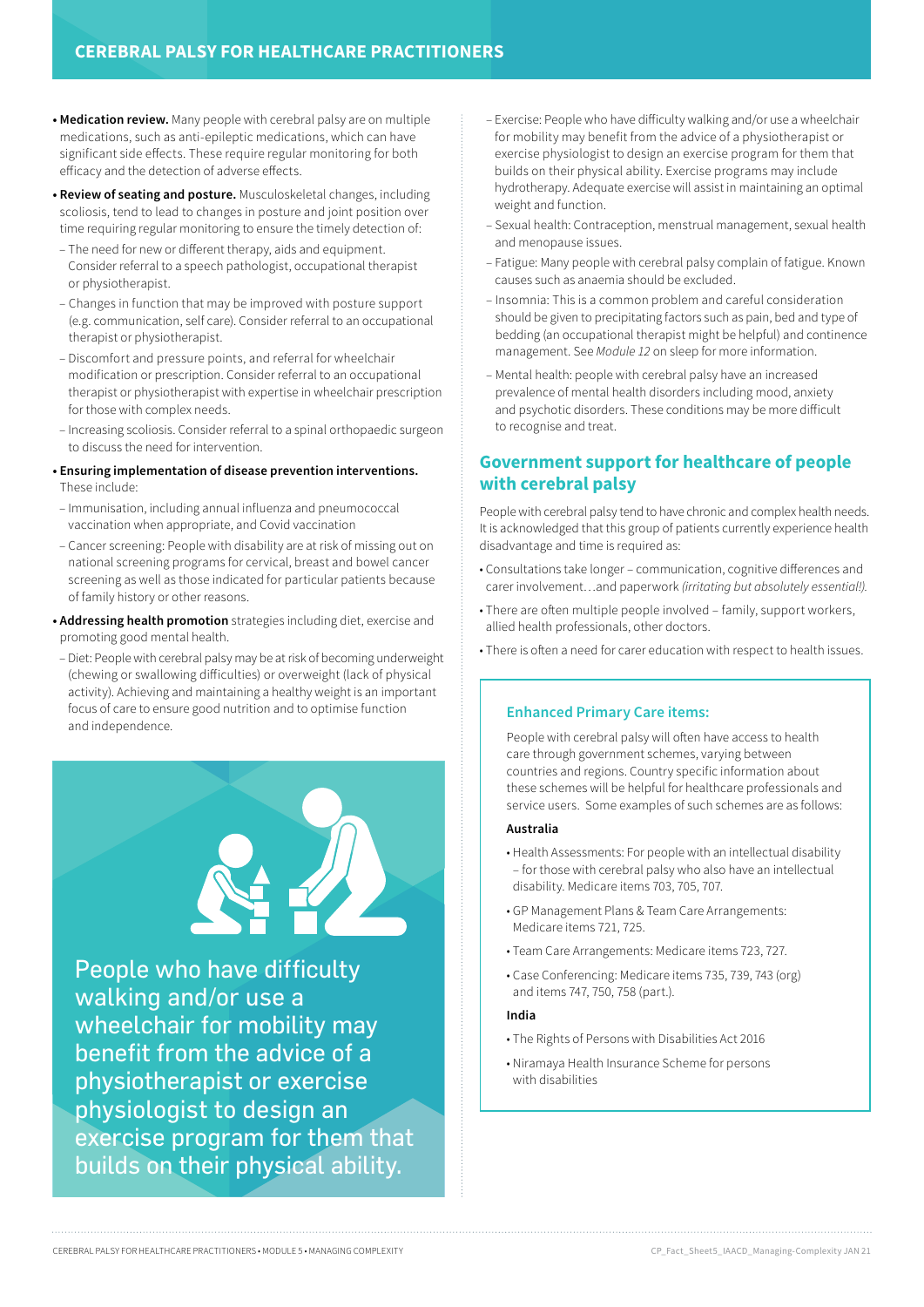- **Medication review.** Many people with cerebral palsy are on multiple medications, such as anti-epileptic medications, which can have significant side effects. These require regular monitoring for both efficacy and the detection of adverse effects.
- **Review of seating and posture.** Musculoskeletal changes, including scoliosis, tend to lead to changes in posture and joint position over time requiring regular monitoring to ensure the timely detection of:
  - The need for new or different therapy, aids and equipment. Consider referral to a speech pathologist, occupational therapist or physiotherapist.
  - Changes in function that may be improved with posture support (e.g. communication, self care). Consider referral to an occupational therapist or physiotherapist.
  - Discomfort and pressure points, and referral for wheelchair modification or prescription. Consider referral to an occupational therapist or physiotherapist with expertise in wheelchair prescription for those with complex needs.
  - Increasing scoliosis. Consider referral to a spinal orthopaedic surgeon to discuss the need for intervention.
- **Ensuring implementation of disease prevention interventions.** These include:
  - Immunisation, including annual influenza and pneumococcal vaccination when appropriate, and Covid vaccination
  - Cancer screening: People with disability are at risk of missing out on national screening programs for cervical, breast and bowel cancer screening as well as those indicated for particular patients because of family history or other reasons.
- **Addressing health promotion** strategies including diet, exercise and promoting good mental health.
  - Diet: People with cerebral palsy may be at risk of becoming underweight (chewing or swallowing difficulties) or overweight (lack of physical activity). Achieving and maintaining a healthy weight is an important focus of care to ensure good nutrition and to optimise function and independence.
  - Exercise: People who have difficulty walking and/or use a wheelchair for mobility may benefit from the advice of a physiotherapist or exercise physiologist to design an exercise program for them that builds on their physical ability. Exercise programs may include hydrotherapy. Adequate exercise will assist in maintaining an optimal weight and function.
  - Sexual health: Contraception, menstrual management, sexual health and menopause issues.
  - Fatigue: Many people with cerebral palsy complain of fatigue. Known causes such as anaemia should be excluded.
  - Insomnia: This is a common problem and careful consideration should be given to precipitating factors such as pain, bed and type of bedding (an occupational therapist might be helpful) and continence management. See *Module 12* on sleep for more information.
  - Mental health: people with cerebral palsy have an increased prevalence of mental health disorders including mood, anxiety and psychotic disorders. These conditions may be more difficult to recognise and treat.

People who have difficulty walking and/or use a wheelchair for mobility may benefit from the advice of a physiotherapist or exercise physiologist to design an exercise program for them that builds on their physical ability.

## Government support for healthcare of people with cerebral palsy

People with cerebral palsy tend to have chronic and complex health needs. It is acknowledged that this group of patients currently experience health disadvantage and time is required as:

- Consultations take longer – communication, cognitive differences and carer involvement…and paperwork *(irritating but absolutely essential!).*
- There are often multiple people involved – family, support workers, allied health professionals, other doctors.
- There is often a need for carer education with respect to health issues.

### Enhanced Primary Care items:

People with cerebral palsy will often have access to health care through government schemes, varying between countries and regions. Country specific information about these schemes will be helpful for healthcare professionals and service users. Some examples of such schemes are as follows:

**Australia**

- Health Assessments: For people with an intellectual disability – for those with cerebral palsy who also have an intellectual disability. Medicare items 703, 705, 707.
- GP Management Plans & Team Care Arrangements: Medicare items 721, 725.
- Team Care Arrangements: Medicare items 723, 727.
- Case Conferencing: Medicare items 735, 739, 743 (org) and items 747, 750, 758 (part.).

**India**

- The Rights of Persons with Disabilities Act 2016
- Niramaya Health Insurance Scheme for persons with disabilities